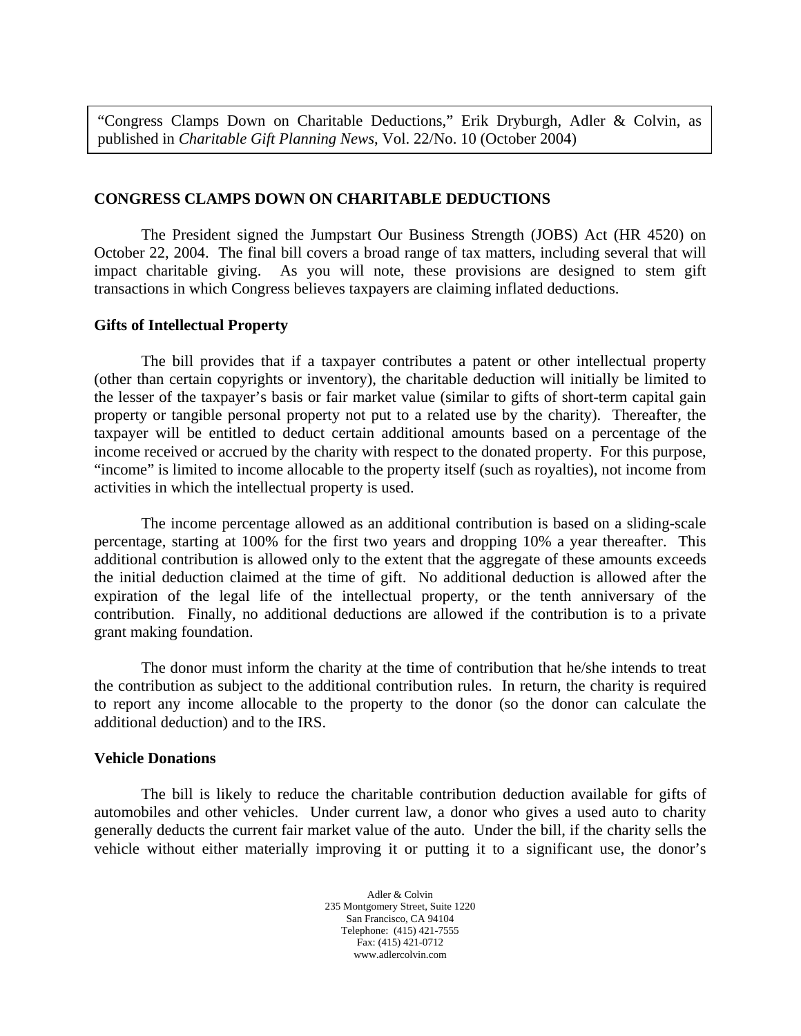“Congress Clamps Down on Charitable Deductions,” Erik Dryburgh, Adler & Colvin, as published in *Charitable Gift Planning News*, Vol. 22/No. 10 (October 2004)

## CONGRESS CLAMPS DOWN ON CHARITABLE DEDUCTIONS

The President signed the Jumpstart Our Business Strength (JOBS) Act (HR 4520) on October 22, 2004. The final bill covers a broad range of tax matters, including several that will impact charitable giving. As you will note, these provisions are designed to stem gift transactions in which Congress believes taxpayers are claiming inflated deductions.

### Gifts of Intellectual Property

The bill provides that if a taxpayer contributes a patent or other intellectual property (other than certain copyrights or inventory), the charitable deduction will initially be limited to the lesser of the taxpayer’s basis or fair market value (similar to gifts of short-term capital gain property or tangible personal property not put to a related use by the charity). Thereafter, the taxpayer will be entitled to deduct certain additional amounts based on a percentage of the income received or accrued by the charity with respect to the donated property. For this purpose, “income” is limited to income allocable to the property itself (such as royalties), not income from activities in which the intellectual property is used.

The income percentage allowed as an additional contribution is based on a sliding-scale percentage, starting at 100% for the first two years and dropping 10% a year thereafter. This additional contribution is allowed only to the extent that the aggregate of these amounts exceeds the initial deduction claimed at the time of gift. No additional deduction is allowed after the expiration of the legal life of the intellectual property, or the tenth anniversary of the contribution. Finally, no additional deductions are allowed if the contribution is to a private grant making foundation.

The donor must inform the charity at the time of contribution that he/she intends to treat the contribution as subject to the additional contribution rules. In return, the charity is required to report any income allocable to the property to the donor (so the donor can calculate the additional deduction) and to the IRS.

### Vehicle Donations

The bill is likely to reduce the charitable contribution deduction available for gifts of automobiles and other vehicles. Under current law, a donor who gives a used auto to charity generally deducts the current fair market value of the auto. Under the bill, if the charity sells the vehicle without either materially improving it or putting it to a significant use, the donor’s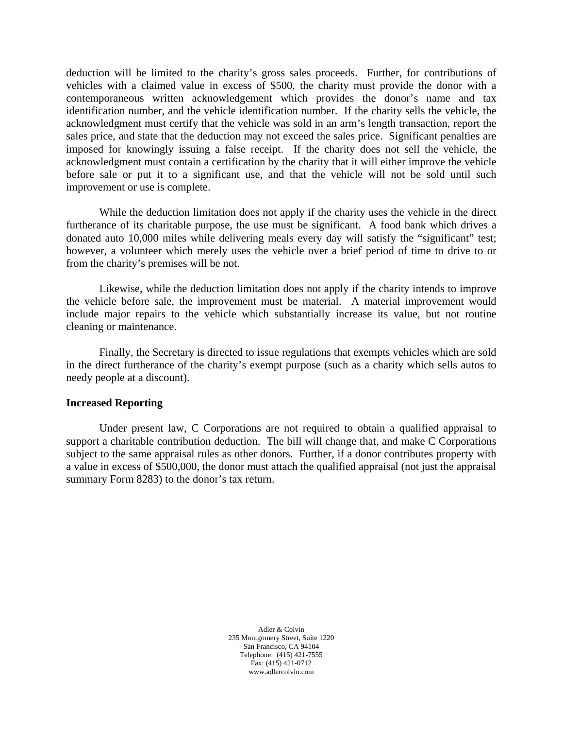deduction will be limited to the charity's gross sales proceeds. Further, for contributions of vehicles with a claimed value in excess of $500, the charity must provide the donor with a contemporaneous written acknowledgement which provides the donor's name and tax identification number, and the vehicle identification number. If the charity sells the vehicle, the acknowledgment must certify that the vehicle was sold in an arm's length transaction, report the sales price, and state that the deduction may not exceed the sales price. Significant penalties are imposed for knowingly issuing a false receipt. If the charity does not sell the vehicle, the acknowledgment must contain a certification by the charity that it will either improve the vehicle before sale or put it to a significant use, and that the vehicle will not be sold until such improvement or use is complete.

While the deduction limitation does not apply if the charity uses the vehicle in the direct furtherance of its charitable purpose, the use must be significant. A food bank which drives a donated auto 10,000 miles while delivering meals every day will satisfy the "significant" test; however, a volunteer which merely uses the vehicle over a brief period of time to drive to or from the charity's premises will be not.

Likewise, while the deduction limitation does not apply if the charity intends to improve the vehicle before sale, the improvement must be material. A material improvement would include major repairs to the vehicle which substantially increase its value, but not routine cleaning or maintenance.

Finally, the Secretary is directed to issue regulations that exempts vehicles which are sold in the direct furtherance of the charity's exempt purpose (such as a charity which sells autos to needy people at a discount).

**Increased Reporting**

Under present law, C Corporations are not required to obtain a qualified appraisal to support a charitable contribution deduction. The bill will change that, and make C Corporations subject to the same appraisal rules as other donors. Further, if a donor contributes property with a value in excess of $500,000, the donor must attach the qualified appraisal (not just the appraisal summary Form 8283) to the donor's tax return.